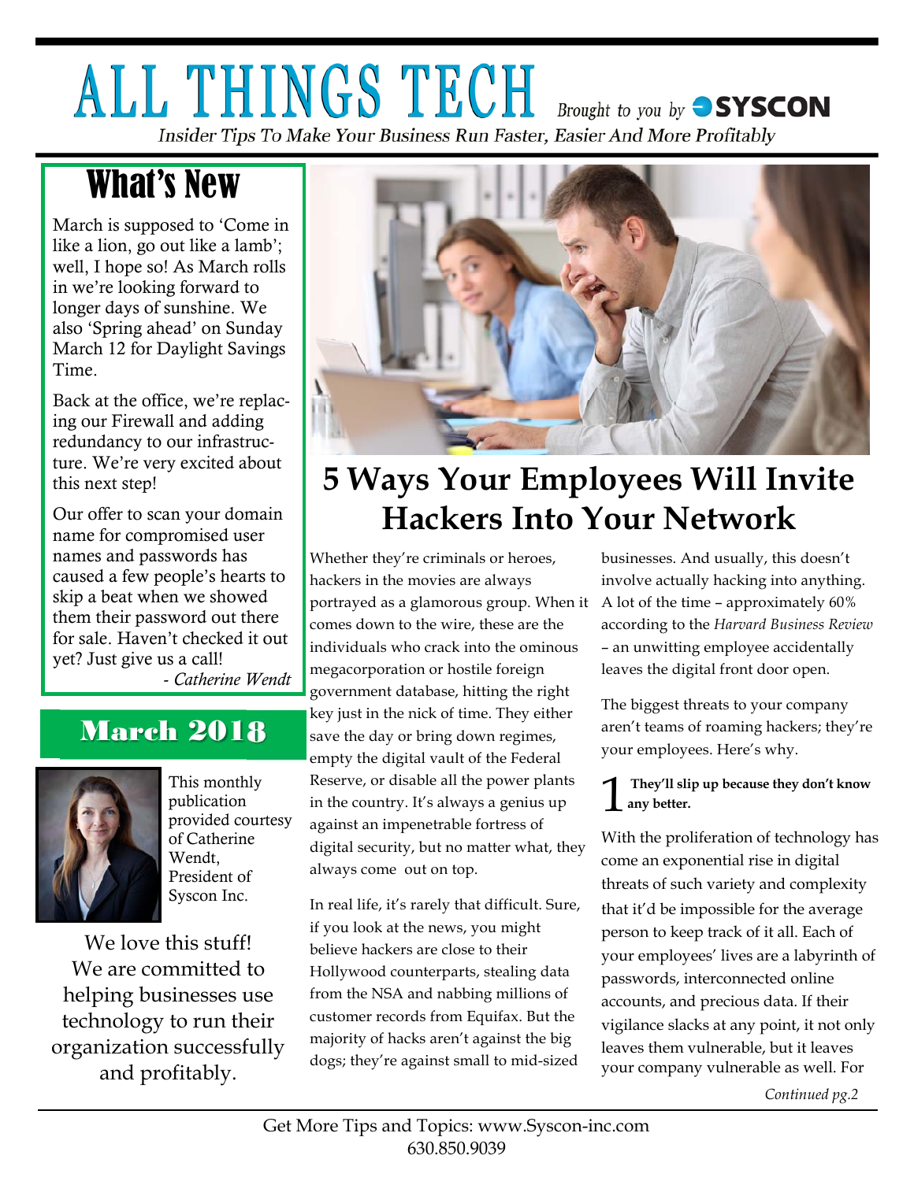# ALL THINGS TECH

Brought to you by SYSCON

*Insider Tips To Make Your Business Run Faster, Easier And More Profitably*

## What's New

March is supposed to 'Come in like a lion, go out like a lamb'; well, I hope so! As March rolls in we're looking forward to longer days of sunshine. We also 'Spring ahead' on Sunday March 12 for Daylight Savings Time.

Back at the office, we're replacing our Firewall and adding redundancy to our infrastructure. We're very excited about this next step!

Our offer to scan your domain name for compromised user names and passwords has caused a few people's hearts to skip a beat when we showed them their password out there for sale. Haven't checked it out yet? Just give us a call!

*- Catherine Wendt*

## March 2018

This monthly publication provided courtesy of Catherine Wendt, President of Syscon Inc.

We love this stuff! We are committed to helping businesses use technology to run their organization successfully and profitably.

# 5 Ways Your Employees Will Invite Hackers Into Your Network

Whether they're criminals or heroes, hackers in the movies are always portrayed as a glamorous group. When it comes down to the wire, these are the individuals who crack into the ominous megacorporation or hostile foreign government database, hitting the right key just in the nick of time. They either save the day or bring down regimes, empty the digital vault of the Federal Reserve, or disable all the power plants in the country. It's always a genius up against an impenetrable fortress of digital security, but no matter what, they always come out on top.

In real life, it's rarely that difficult. Sure, if you look at the news, you might believe hackers are close to their Hollywood counterparts, stealing data from the NSA and nabbing millions of customer records from Equifax. But the majority of hacks aren't against the big dogs; they're against small to mid-sized businesses. And usually, this doesn't involve actually hacking into anything. A lot of the time – approximately 60% according to the *Harvard Business Review* – an unwitting employee accidentally leaves the digital front door open.

The biggest threats to your company aren't teams of roaming hackers; they're your employees. Here's why.

**1 They'll slip up because they don't know any better.**

With the proliferation of technology has come an exponential rise in digital threats of such variety and complexity that it'd be impossible for the average person to keep track of it all. Each of your employees' lives are a labyrinth of passwords, interconnected online accounts, and precious data. If their vigilance slacks at any point, it not only leaves them vulnerable, but it leaves your company vulnerable as well. For

*Continued pg.2*

Get More Tips and Topics: www.Syscon-inc.com
630.850.9039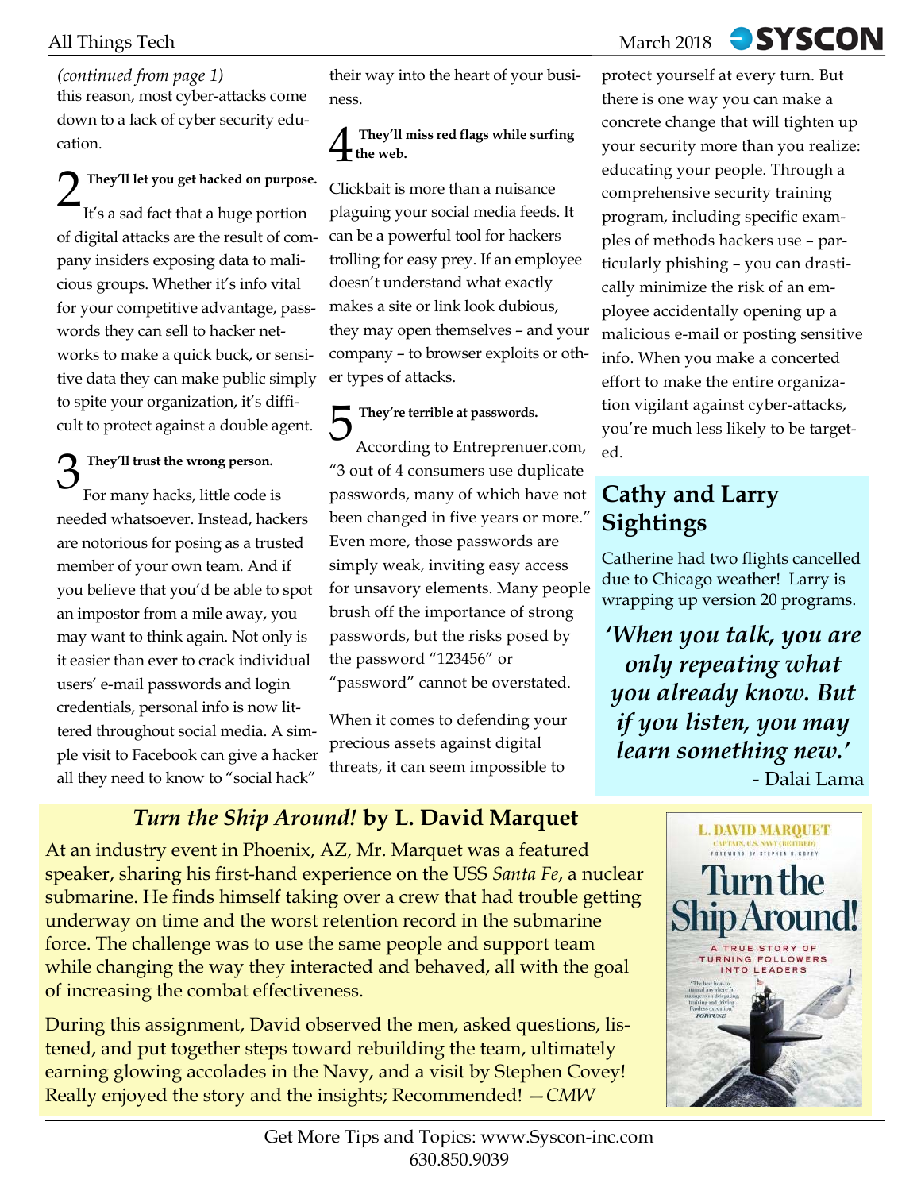*(continued from page 1)*
this reason, most cyber-attacks come down to a lack of cyber security education.

**2 They'll let you get hacked on purpose.**

It's a sad fact that a huge portion of digital attacks are the result of company insiders exposing data to malicious groups. Whether it's info vital for your competitive advantage, passwords they can sell to hacker networks to make a quick buck, or sensitive data they can make public simply to spite your organization, it's difficult to protect against a double agent.

**3 They'll trust the wrong person.**

For many hacks, little code is needed whatsoever. Instead, hackers are notorious for posing as a trusted member of your own team. And if you believe that you'd be able to spot an impostor from a mile away, you may want to think again. Not only is it easier than ever to crack individual users' e-mail passwords and login credentials, personal info is now littered throughout social media. A simple visit to Facebook can give a hacker all they need to know to "social hack" their way into the heart of your business.

**4 They'll miss red flags while surfing the web.**

Clickbait is more than a nuisance plaguing your social media feeds. It can be a powerful tool for hackers trolling for easy prey. If an employee doesn't understand what exactly makes a site or link look dubious, they may open themselves – and your company – to browser exploits or other types of attacks.

**5 They're terrible at passwords.**

According to Entreprenuer.com, "3 out of 4 consumers use duplicate passwords, many of which have not been changed in five years or more." Even more, those passwords are simply weak, inviting easy access for unsavory elements. Many people brush off the importance of strong passwords, but the risks posed by the password "123456" or "password" cannot be overstated.

When it comes to defending your precious assets against digital threats, it can seem impossible to protect yourself at every turn. But there is one way you can make a concrete change that will tighten up your security more than you realize: educating your people. Through a comprehensive security training program, including specific examples of methods hackers use – particularly phishing – you can drastically minimize the risk of an employee accidentally opening up a malicious e-mail or posting sensitive info. When you make a concerted effort to make the entire organization vigilant against cyber-attacks, you're much less likely to be targeted.

## Cathy and Larry Sightings

Catherine had two flights cancelled due to Chicago weather! Larry is wrapping up version 20 programs.

***'When you talk, you are only repeating what you already know. But if you listen, you may learn something new.'***
- Dalai Lama

## *Turn the Ship Around!* by L. David Marquet

At an industry event in Phoenix, AZ, Mr. Marquet was a featured speaker, sharing his first-hand experience on the USS *Santa Fe*, a nuclear submarine. He finds himself taking over a crew that had trouble getting underway on time and the worst retention record in the submarine force. The challenge was to use the same people and support team while changing the way they interacted and behaved, all with the goal of increasing the combat effectiveness.

During this assignment, David observed the men, asked questions, listened, and put together steps toward rebuilding the team, ultimately earning glowing accolades in the Navy, and a visit by Stephen Covey! Really enjoyed the story and the insights; Recommended! —*CMW*

Get More Tips and Topics: www.Syscon-inc.com
630.850.9039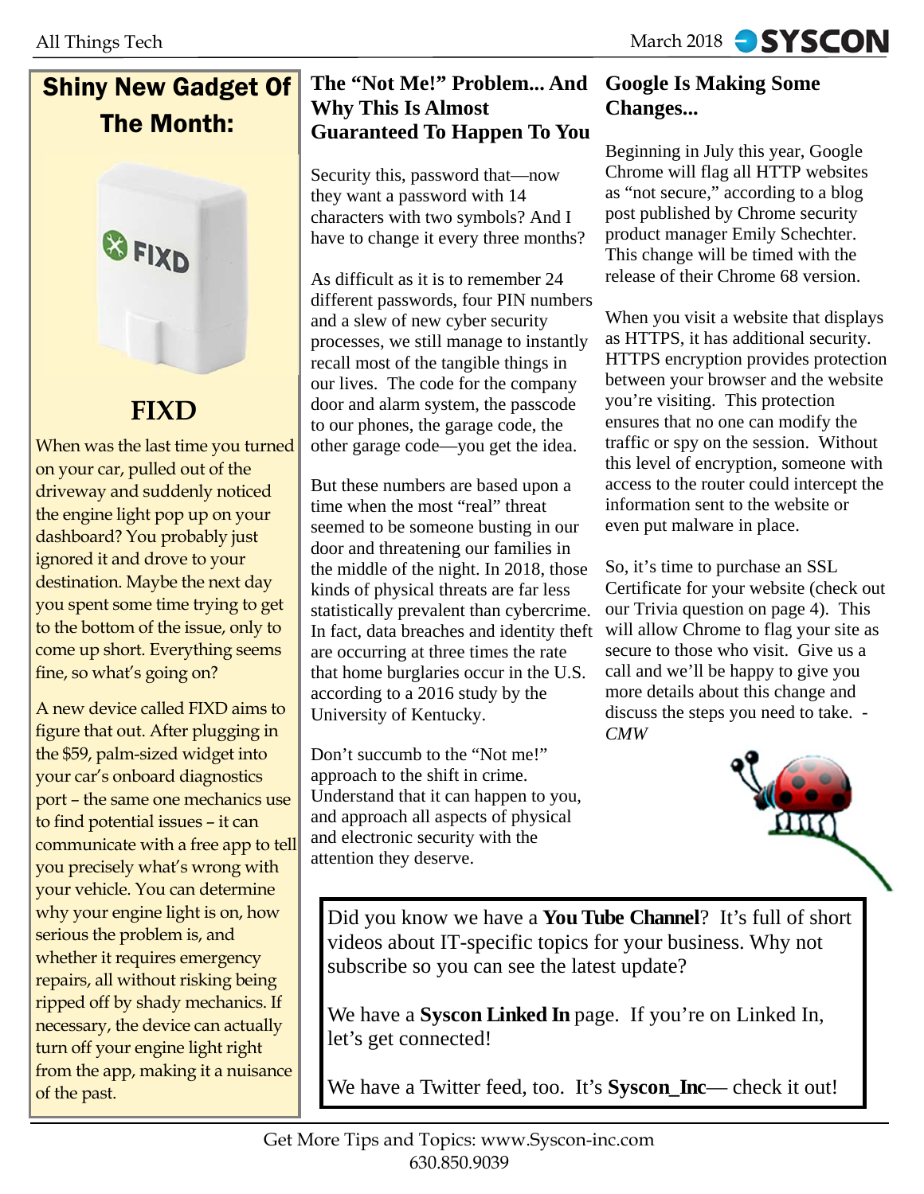## Shiny New Gadget Of The Month:

### FIXD

When was the last time you turned on your car, pulled out of the driveway and suddenly noticed the engine light pop up on your dashboard? You probably just ignored it and drove to your destination. Maybe the next day you spent some time trying to get to the bottom of the issue, only to come up short. Everything seems fine, so what's going on?

A new device called FIXD aims to figure that out. After plugging in the $59, palm-sized widget into your car's onboard diagnostics port – the same one mechanics use to find potential issues – it can communicate with a free app to tell you precisely what's wrong with your vehicle. You can determine why your engine light is on, how serious the problem is, and whether it requires emergency repairs, all without risking being ripped off by shady mechanics. If necessary, the device can actually turn off your engine light right from the app, making it a nuisance of the past.

## The "Not Me!" Problem... And Why This Is Almost Guaranteed To Happen To You

Security this, password that—now they want a password with 14 characters with two symbols? And I have to change it every three months?

As difficult as it is to remember 24 different passwords, four PIN numbers and a slew of new cyber security processes, we still manage to instantly recall most of the tangible things in our lives. The code for the company door and alarm system, the passcode to our phones, the garage code, the other garage code—you get the idea.

But these numbers are based upon a time when the most "real" threat seemed to be someone busting in our door and threatening our families in the middle of the night. In 2018, those kinds of physical threats are far less statistically prevalent than cybercrime. In fact, data breaches and identity theft are occurring at three times the rate that home burglaries occur in the U.S. according to a 2016 study by the University of Kentucky.

Don't succumb to the "Not me!" approach to the shift in crime. Understand that it can happen to you, and approach all aspects of physical and electronic security with the attention they deserve.

## Google Is Making Some Changes...

Beginning in July this year, Google Chrome will flag all HTTP websites as "not secure," according to a blog post published by Chrome security product manager Emily Schechter. This change will be timed with the release of their Chrome 68 version.

When you visit a website that displays as HTTPS, it has additional security. HTTPS encryption provides protection between your browser and the website you're visiting. This protection ensures that no one can modify the traffic or spy on the session. Without this level of encryption, someone with access to the router could intercept the information sent to the website or even put malware in place.

So, it's time to purchase an SSL Certificate for your website (check out our Trivia question on page 4). This will allow Chrome to flag your site as secure to those who visit. Give us a call and we'll be happy to give you more details about this change and discuss the steps you need to take. - *CMW*

Did you know we have a **You Tube Channel**? It's full of short videos about IT-specific topics for your business. Why not subscribe so you can see the latest update?

We have a **Syscon Linked In** page. If you're on Linked In, let's get connected!

We have a Twitter feed, too. It's **Syscon_Inc**— check it out!

Get More Tips and Topics: www.Syscon-inc.com
630.850.9039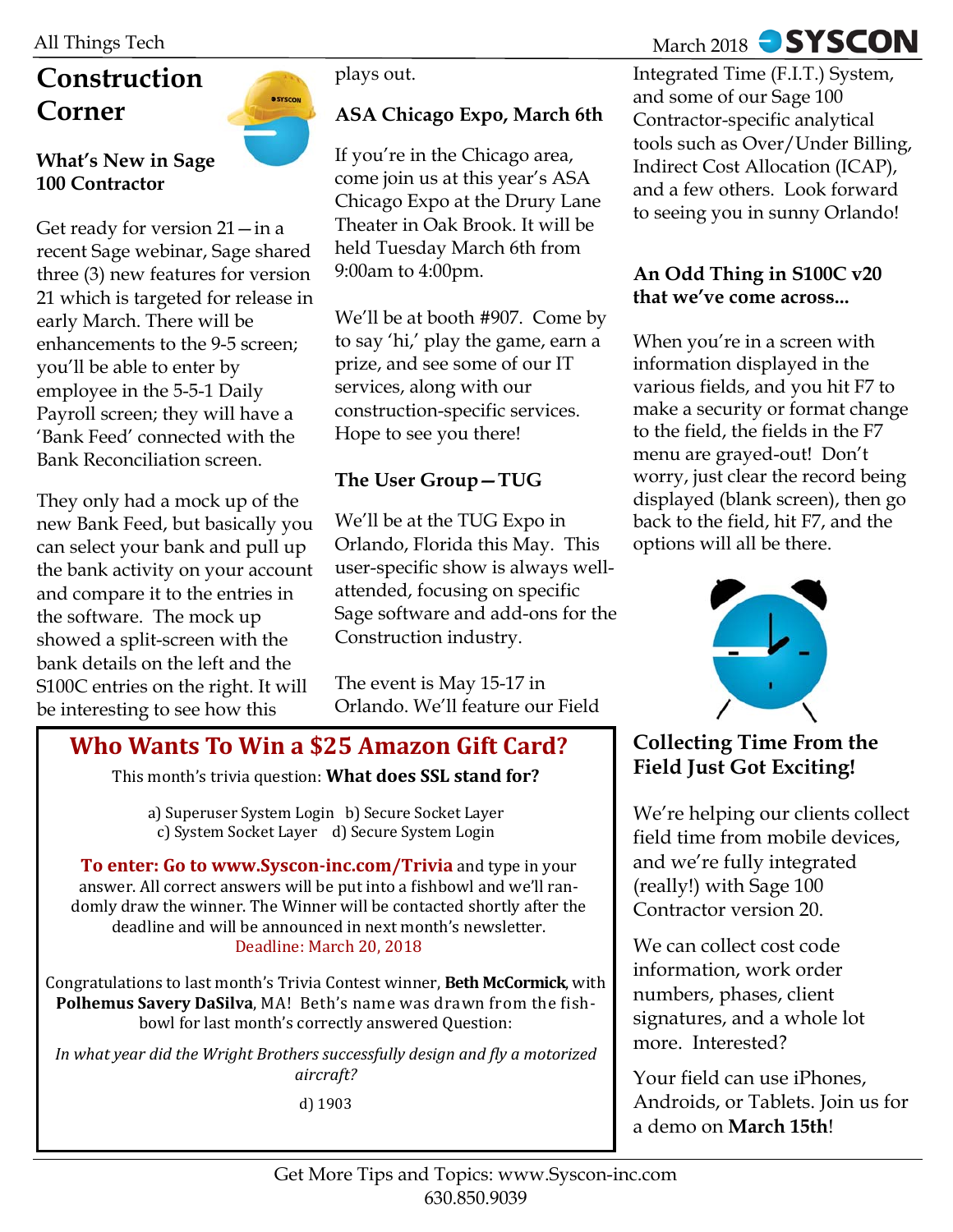# Construction Corner

### What's New in Sage 100 Contractor

Get ready for version 21—in a recent Sage webinar, Sage shared three (3) new features for version 21 which is targeted for release in early March. There will be enhancements to the 9-5 screen; you'll be able to enter by employee in the 5-5-1 Daily Payroll screen; they will have a 'Bank Feed' connected with the Bank Reconciliation screen.

They only had a mock up of the new Bank Feed, but basically you can select your bank and pull up the bank activity on your account and compare it to the entries in the software. The mock up showed a split-screen with the bank details on the left and the S100C entries on the right. It will be interesting to see how this plays out.

### ASA Chicago Expo, March 6th

If you're in the Chicago area, come join us at this year's ASA Chicago Expo at the Drury Lane Theater in Oak Brook. It will be held Tuesday March 6th from 9:00am to 4:00pm.

We'll be at booth #907. Come by to say 'hi,' play the game, earn a prize, and see some of our IT services, along with our construction-specific services. Hope to see you there!

### The User Group—TUG

We'll be at the TUG Expo in Orlando, Florida this May. This user-specific show is always well-attended, focusing on specific Sage software and add-ons for the Construction industry.

The event is May 15-17 in Orlando. We'll feature our Field Integrated Time (F.I.T.) System, and some of our Sage 100 Contractor-specific analytical tools such as Over/Under Billing, Indirect Cost Allocation (ICAP), and a few others. Look forward to seeing you in sunny Orlando!

### An Odd Thing in S100C v20 that we've come across...

When you're in a screen with information displayed in the various fields, and you hit F7 to make a security or format change to the field, the fields in the F7 menu are grayed-out! Don't worry, just clear the record being displayed (blank screen), then go back to the field, hit F7, and the options will all be there.

## Collecting Time From the Field Just Got Exciting!

We're helping our clients collect field time from mobile devices, and we're fully integrated (really!) with Sage 100 Contractor version 20.

We can collect cost code information, work order numbers, phases, client signatures, and a whole lot more. Interested?

Your field can use iPhones, Androids, or Tablets. Join us for a demo on **March 15th**!

## Who Wants To Win a $25 Amazon Gift Card?

This month's trivia question: **What does SSL stand for?**

a) Superuser System Login b) Secure Socket Layer
c) System Socket Layer d) Secure System Login

**To enter: Go to www.Syscon-inc.com/Trivia** and type in your answer. All correct answers will be put into a fishbowl and we'll randomly draw the winner. The Winner will be contacted shortly after the deadline and will be announced in next month's newsletter.
Deadline: March 20, 2018

Congratulations to last month's Trivia Contest winner, **Beth McCormick**, with **Polhemus Savery DaSilva**, MA! Beth's name was drawn from the fishbowl for last month's correctly answered Question:

*In what year did the Wright Brothers successfully design and fly a motorized aircraft?*

d) 1903

Get More Tips and Topics: www.Syscon-inc.com
630.850.9039